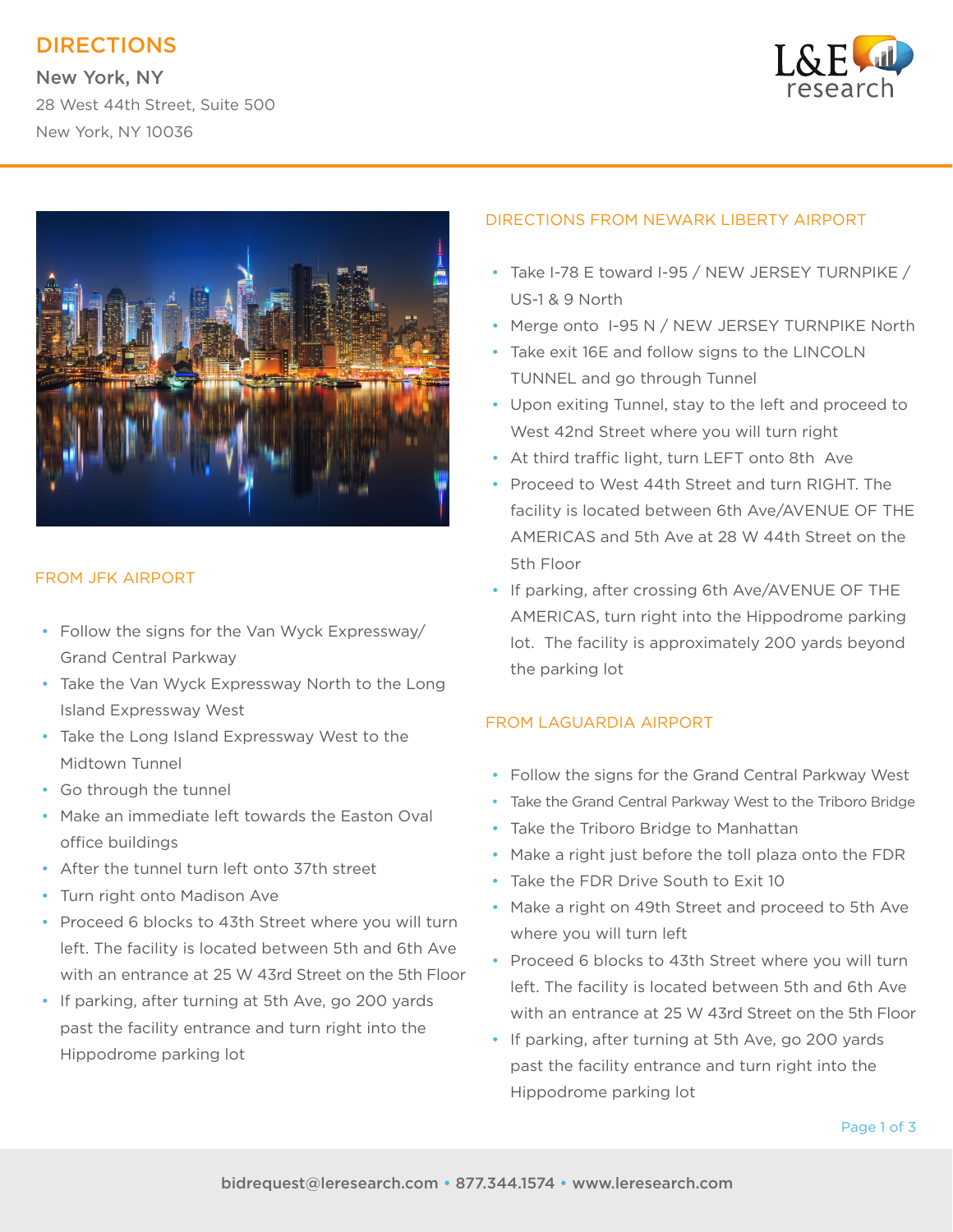# DIRECTIONS

**New York, NY**

28 West 44th Street, Suite 500

New York, NY 10036

## FROM JFK AIRPORT

- Follow the signs for the Van Wyck Expressway/ Grand Central Parkway
- Take the Van Wyck Expressway North to the Long Island Expressway West
- Take the Long Island Expressway West to the Midtown Tunnel
- Go through the tunnel
- Make an immediate left towards the Easton Oval office buildings
- After the tunnel turn left onto 37th street
- Turn right onto Madison Ave
- Proceed 6 blocks to 43th Street where you will turn left. The facility is located between 5th and 6th Ave with an entrance at 25 W 43rd Street on the 5th Floor
- If parking, after turning at 5th Ave, go 200 yards past the facility entrance and turn right into the Hippodrome parking lot

## DIRECTIONS FROM NEWARK LIBERTY AIRPORT

- Take I-78 E toward I-95 / NEW JERSEY TURNPIKE / US-1 & 9 North
- Merge onto I-95 N / NEW JERSEY TURNPIKE North
- Take exit 16E and follow signs to the LINCOLN TUNNEL and go through Tunnel
- Upon exiting Tunnel, stay to the left and proceed to West 42nd Street where you will turn right
- At third traffic light, turn LEFT onto 8th Ave
- Proceed to West 44th Street and turn RIGHT. The facility is located between 6th Ave/AVENUE OF THE AMERICAS and 5th Ave at 28 W 44th Street on the 5th Floor
- If parking, after crossing 6th Ave/AVENUE OF THE AMERICAS, turn right into the Hippodrome parking lot. The facility is approximately 200 yards beyond the parking lot

## FROM LAGUARDIA AIRPORT

- Follow the signs for the Grand Central Parkway West
- Take the Grand Central Parkway West to the Triboro Bridge
- Take the Triboro Bridge to Manhattan
- Make a right just before the toll plaza onto the FDR
- Take the FDR Drive South to Exit 10
- Make a right on 49th Street and proceed to 5th Ave where you will turn left
- Proceed 6 blocks to 43th Street where you will turn left. The facility is located between 5th and 6th Ave with an entrance at 25 W 43rd Street on the 5th Floor
- If parking, after turning at 5th Ave, go 200 yards past the facility entrance and turn right into the Hippodrome parking lot

bidrequest@leresearch.com • 877.344.1574 • www.leresearch.com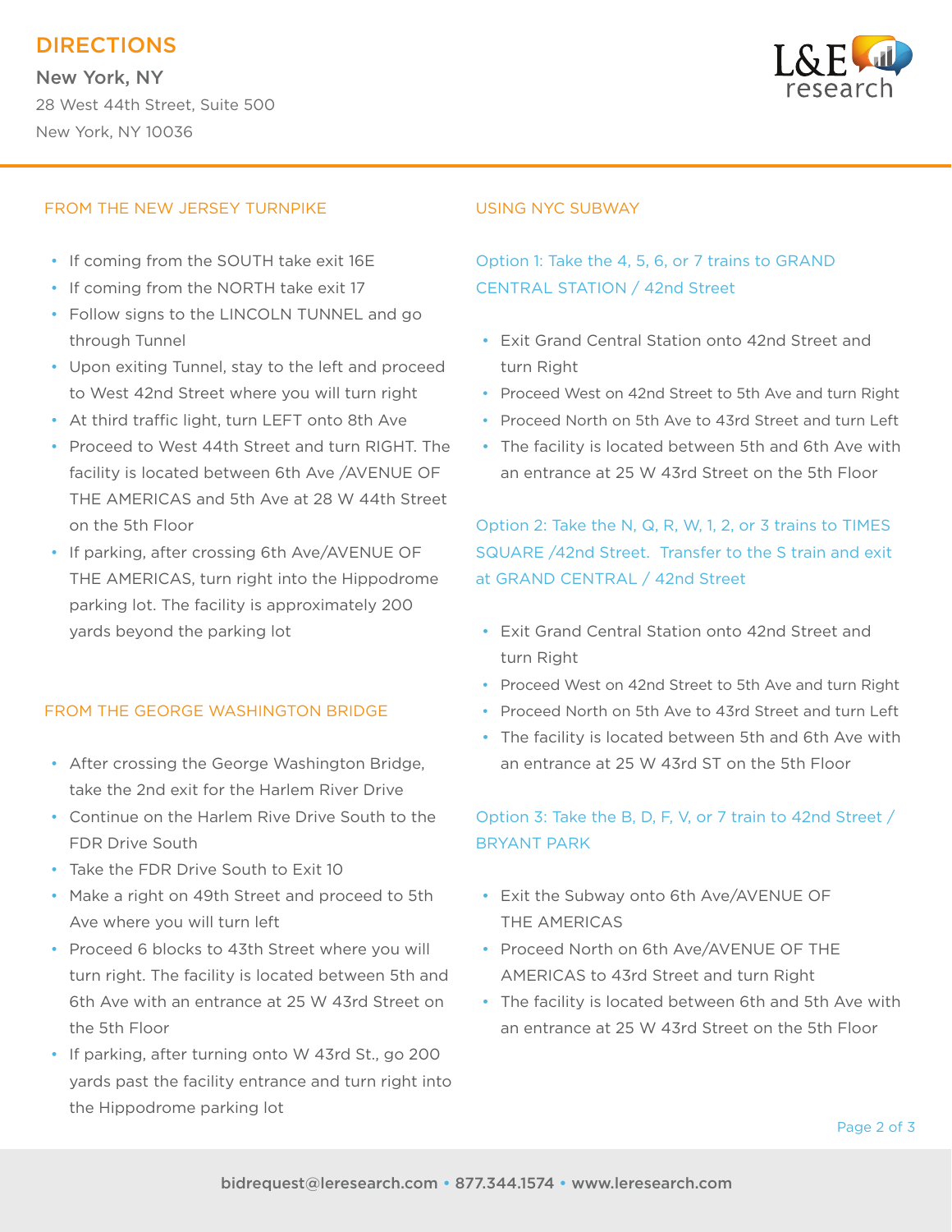# DIRECTIONS

**New York, NY**

28 West 44th Street, Suite 500

New York, NY 10036

## FROM THE NEW JERSEY TURNPIKE

- If coming from the SOUTH take exit 16E
- If coming from the NORTH take exit 17
- Follow signs to the LINCOLN TUNNEL and go through Tunnel
- Upon exiting Tunnel, stay to the left and proceed to West 42nd Street where you will turn right
- At third traffic light, turn LEFT onto 8th Ave
- Proceed to West 44th Street and turn RIGHT. The facility is located between 6th Ave /AVENUE OF THE AMERICAS and 5th Ave at 28 W 44th Street on the 5th Floor
- If parking, after crossing 6th Ave/AVENUE OF THE AMERICAS, turn right into the Hippodrome parking lot. The facility is approximately 200 yards beyond the parking lot

## FROM THE GEORGE WASHINGTON BRIDGE

- After crossing the George Washington Bridge, take the 2nd exit for the Harlem River Drive
- Continue on the Harlem Rive Drive South to the FDR Drive South
- Take the FDR Drive South to Exit 10
- Make a right on 49th Street and proceed to 5th Ave where you will turn left
- Proceed 6 blocks to 43th Street where you will turn right. The facility is located between 5th and 6th Ave with an entrance at 25 W 43rd Street on the 5th Floor
- If parking, after turning onto W 43rd St., go 200 yards past the facility entrance and turn right into the Hippodrome parking lot

## USING NYC SUBWAY

### Option 1: Take the 4, 5, 6, or 7 trains to GRAND CENTRAL STATION / 42nd Street

- Exit Grand Central Station onto 42nd Street and turn Right
- Proceed West on 42nd Street to 5th Ave and turn Right
- Proceed North on 5th Ave to 43rd Street and turn Left
- The facility is located between 5th and 6th Ave with an entrance at 25 W 43rd Street on the 5th Floor

### Option 2: Take the N, Q, R, W, 1, 2, or 3 trains to TIMES SQUARE /42nd Street. Transfer to the S train and exit at GRAND CENTRAL / 42nd Street

- Exit Grand Central Station onto 42nd Street and turn Right
- Proceed West on 42nd Street to 5th Ave and turn Right
- Proceed North on 5th Ave to 43rd Street and turn Left
- The facility is located between 5th and 6th Ave with an entrance at 25 W 43rd ST on the 5th Floor

### Option 3: Take the B, D, F, V, or 7 train to 42nd Street / BRYANT PARK

- Exit the Subway onto 6th Ave/AVENUE OF THE AMERICAS
- Proceed North on 6th Ave/AVENUE OF THE AMERICAS to 43rd Street and turn Right
- The facility is located between 6th and 5th Ave with an entrance at 25 W 43rd Street on the 5th Floor

bidrequest@leresearch.com • 877.344.1574 • www.leresearch.com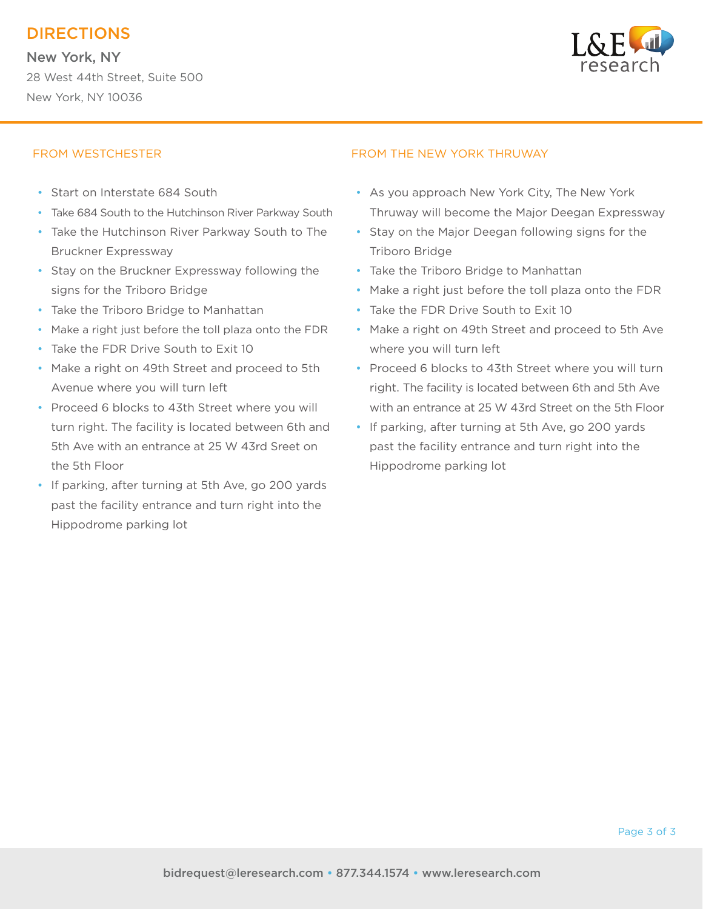# DIRECTIONS

**New York, NY**

28 West 44th Street, Suite 500
New York, NY 10036

L&E research

## FROM WESTCHESTER

- Start on Interstate 684 South
- Take 684 South to the Hutchinson River Parkway South
- Take the Hutchinson River Parkway South to The Bruckner Expressway
- Stay on the Bruckner Expressway following the signs for the Triboro Bridge
- Take the Triboro Bridge to Manhattan
- Make a right just before the toll plaza onto the FDR
- Take the FDR Drive South to Exit 10
- Make a right on 49th Street and proceed to 5th Avenue where you will turn left
- Proceed 6 blocks to 43th Street where you will turn right. The facility is located between 6th and 5th Ave with an entrance at 25 W 43rd Sreet on the 5th Floor
- If parking, after turning at 5th Ave, go 200 yards past the facility entrance and turn right into the Hippodrome parking lot

## FROM THE NEW YORK THRUWAY

- As you approach New York City, The New York Thruway will become the Major Deegan Expressway
- Stay on the Major Deegan following signs for the Triboro Bridge
- Take the Triboro Bridge to Manhattan
- Make a right just before the toll plaza onto the FDR
- Take the FDR Drive South to Exit 10
- Make a right on 49th Street and proceed to 5th Ave where you will turn left
- Proceed 6 blocks to 43th Street where you will turn right. The facility is located between 6th and 5th Ave with an entrance at 25 W 43rd Street on the 5th Floor
- If parking, after turning at 5th Ave, go 200 yards past the facility entrance and turn right into the Hippodrome parking lot

bidrequest@leresearch.com • 877.344.1574 • www.leresearch.com